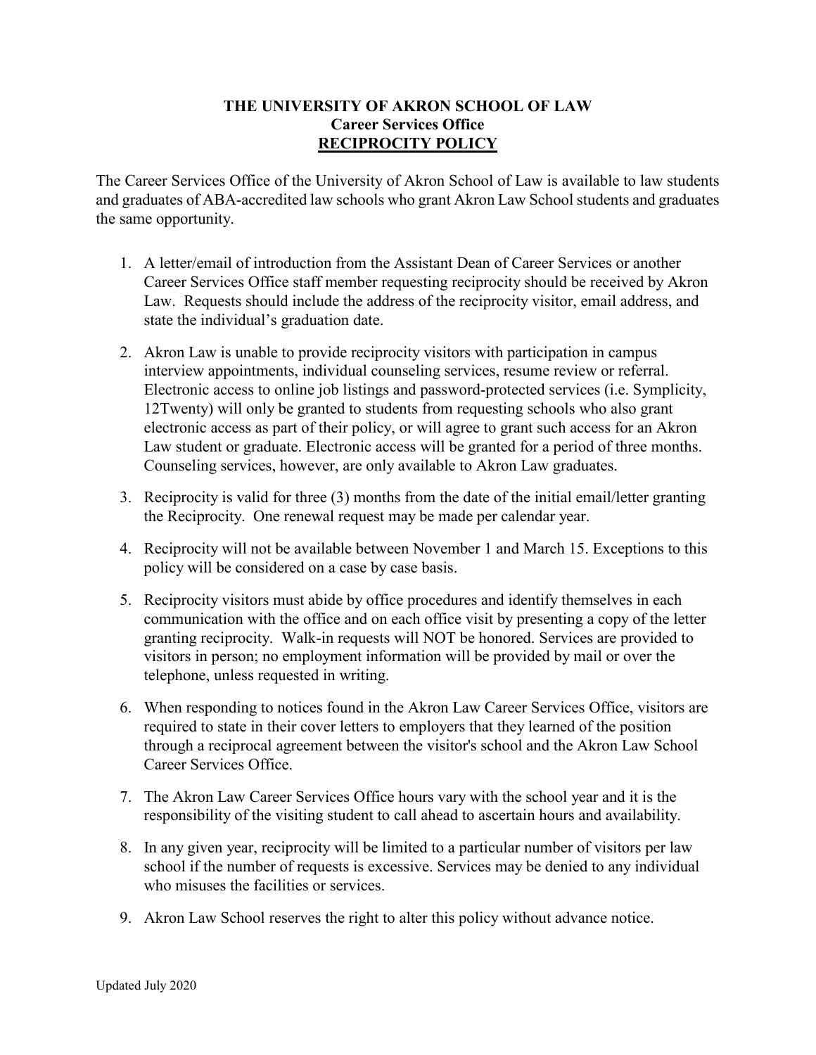# THE UNIVERSITY OF AKRON SCHOOL OF LAW

## Career Services Office

## RECIPROCITY POLICY

The Career Services Office of the University of Akron School of Law is available to law students and graduates of ABA-accredited law schools who grant Akron Law School students and graduates the same opportunity.

1. A letter/email of introduction from the Assistant Dean of Career Services or another Career Services Office staff member requesting reciprocity should be received by Akron Law. Requests should include the address of the reciprocity visitor, email address, and state the individual's graduation date.

2. Akron Law is unable to provide reciprocity visitors with participation in campus interview appointments, individual counseling services, resume review or referral. Electronic access to online job listings and password-protected services (i.e. Symplicity, 12Twenty) will only be granted to students from requesting schools who also grant electronic access as part of their policy, or will agree to grant such access for an Akron Law student or graduate. Electronic access will be granted for a period of three months. Counseling services, however, are only available to Akron Law graduates.

3. Reciprocity is valid for three (3) months from the date of the initial email/letter granting the Reciprocity. One renewal request may be made per calendar year.

4. Reciprocity will not be available between November 1 and March 15. Exceptions to this policy will be considered on a case by case basis.

5. Reciprocity visitors must abide by office procedures and identify themselves in each communication with the office and on each office visit by presenting a copy of the letter granting reciprocity. Walk-in requests will NOT be honored. Services are provided to visitors in person; no employment information will be provided by mail or over the telephone, unless requested in writing.

6. When responding to notices found in the Akron Law Career Services Office, visitors are required to state in their cover letters to employers that they learned of the position through a reciprocal agreement between the visitor's school and the Akron Law School Career Services Office.

7. The Akron Law Career Services Office hours vary with the school year and it is the responsibility of the visiting student to call ahead to ascertain hours and availability.

8. In any given year, reciprocity will be limited to a particular number of visitors per law school if the number of requests is excessive. Services may be denied to any individual who misuses the facilities or services.

9. Akron Law School reserves the right to alter this policy without advance notice.

Updated July 2020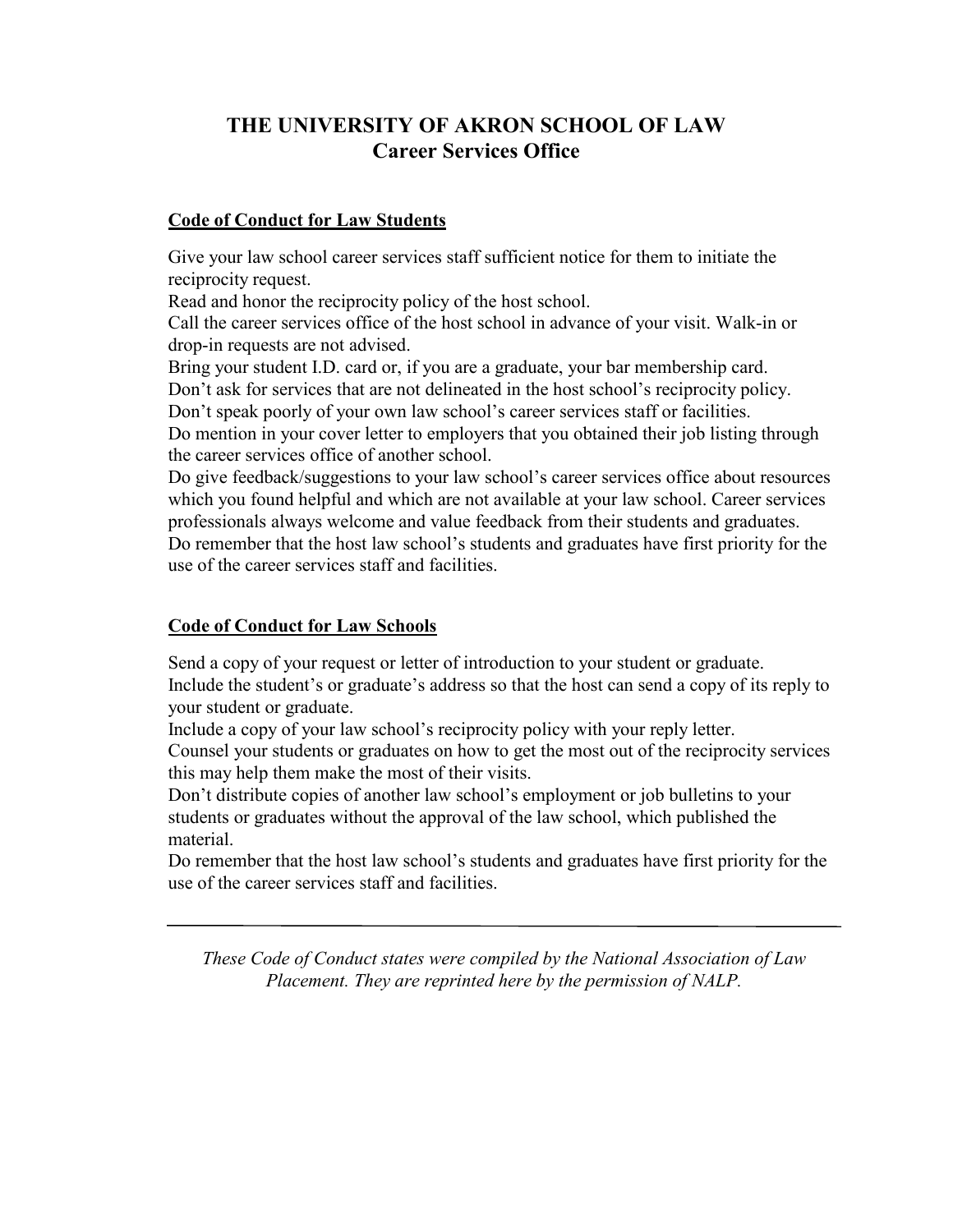# THE UNIVERSITY OF AKRON SCHOOL OF LAW
## Career Services Office

### Code of Conduct for Law Students

Give your law school career services staff sufficient notice for them to initiate the reciprocity request.

Read and honor the reciprocity policy of the host school.

Call the career services office of the host school in advance of your visit. Walk-in or drop-in requests are not advised.

Bring your student I.D. card or, if you are a graduate, your bar membership card.

Don't ask for services that are not delineated in the host school's reciprocity policy.

Don't speak poorly of your own law school's career services staff or facilities.

Do mention in your cover letter to employers that you obtained their job listing through the career services office of another school.

Do give feedback/suggestions to your law school's career services office about resources which you found helpful and which are not available at your law school. Career services professionals always welcome and value feedback from their students and graduates.

Do remember that the host law school's students and graduates have first priority for the use of the career services staff and facilities.

### Code of Conduct for Law Schools

Send a copy of your request or letter of introduction to your student or graduate.

Include the student's or graduate's address so that the host can send a copy of its reply to your student or graduate.

Include a copy of your law school's reciprocity policy with your reply letter.

Counsel your students or graduates on how to get the most out of the reciprocity services this may help them make the most of their visits.

Don't distribute copies of another law school's employment or job bulletins to your students or graduates without the approval of the law school, which published the material.

Do remember that the host law school's students and graduates have first priority for the use of the career services staff and facilities.

---

*These Code of Conduct states were compiled by the National Association of Law Placement. They are reprinted here by the permission of NALP.*